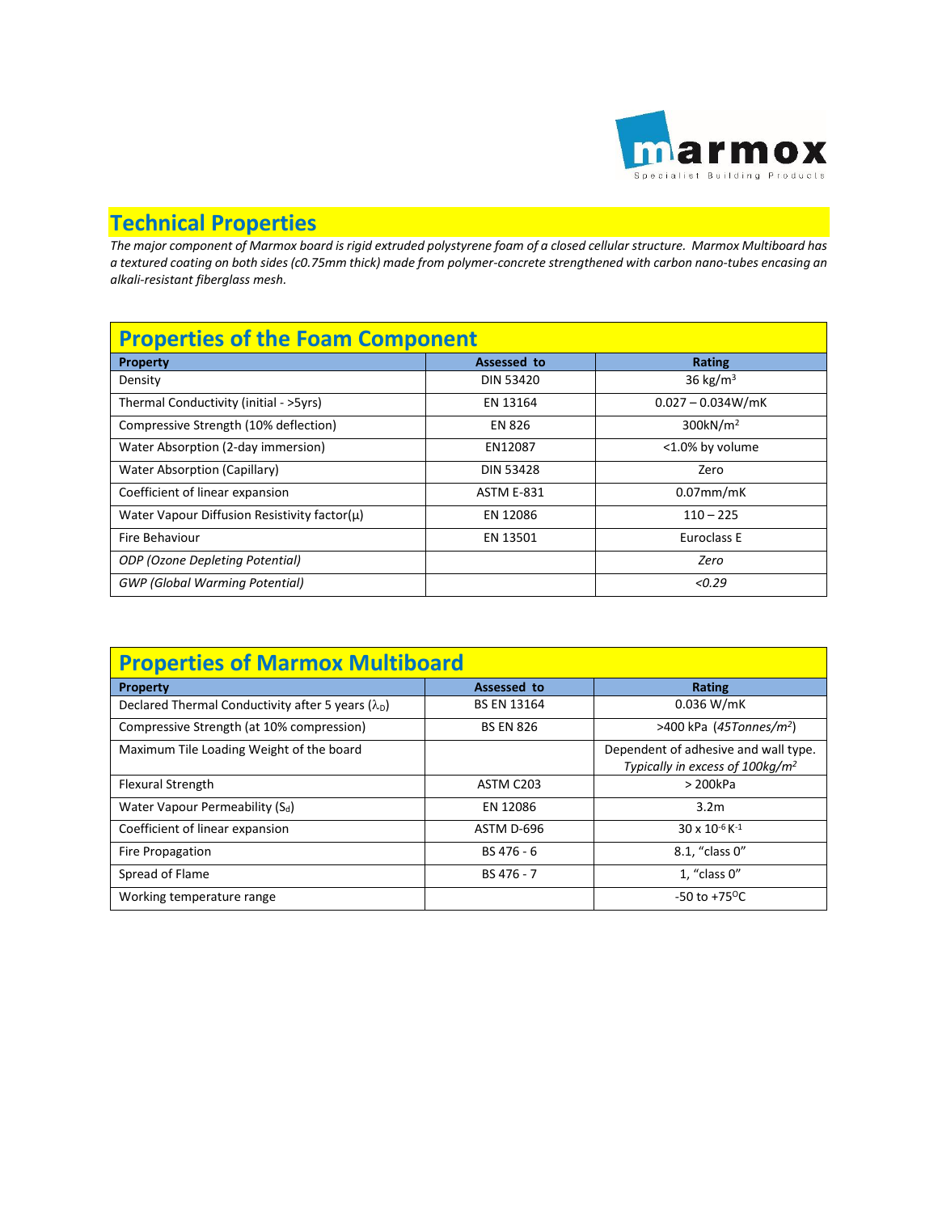marmox

Specialist Building Products

# Technical Properties

*The major component of Marmox board is rigid extruded polystyrene foam of a closed cellular structure. Marmox Multiboard has a textured coating on both sides (c0.75mm thick) made from polymer-concrete strengthened with carbon nano-tubes encasing an alkali-resistant fiberglass mesh.*

## Properties of the Foam Component

| Property | Assessed to | Rating |
|---|---|---|
| Density | DIN 53420 | 36 kg/m$^3$ |
| Thermal Conductivity (initial - >5yrs) | EN 13164 | 0.027 – 0.034W/mK |
| Compressive Strength (10% deflection) | EN 826 | 300kN/m$^2$ |
| Water Absorption (2-day immersion) | EN12087 | <1.0% by volume |
| Water Absorption (Capillary) | DIN 53428 | Zero |
| Coefficient of linear expansion | ASTM E-831 | 0.07mm/mK |
| Water Vapour Diffusion Resistivity factor($\mu$) | EN 12086 | 110 – 225 |
| Fire Behaviour | EN 13501 | Euroclass E |
| *ODP (Ozone Depleting Potential)* | | *Zero* |
| *GWP (Global Warming Potential)* | | *<0.29* |

## Properties of Marmox Multiboard

| Property | Assessed to | Rating |
|---|---|---|
| Declared Thermal Conductivity after 5 years ($\lambda_D$) | BS EN 13164 | 0.036 W/mK |
| Compressive Strength (at 10% compression) | BS EN 826 | >400 kPa (*45Tonnes/m$^2$*) |
| Maximum Tile Loading Weight of the board | | Dependent of adhesive and wall type. *Typically in excess of 100kg/m$^2$* |
| Flexural Strength | ASTM C203 | > 200kPa |
| Water Vapour Permeability ($S_d$) | EN 12086 | 3.2m |
| Coefficient of linear expansion | ASTM D-696 | 30 x $10^{-6}$ $K^{-1}$ |
| Fire Propagation | BS 476 - 6 | 8.1, "class 0" |
| Spread of Flame | BS 476 - 7 | 1, "class 0" |
| Working temperature range | | -50 to +75$^{O}$C |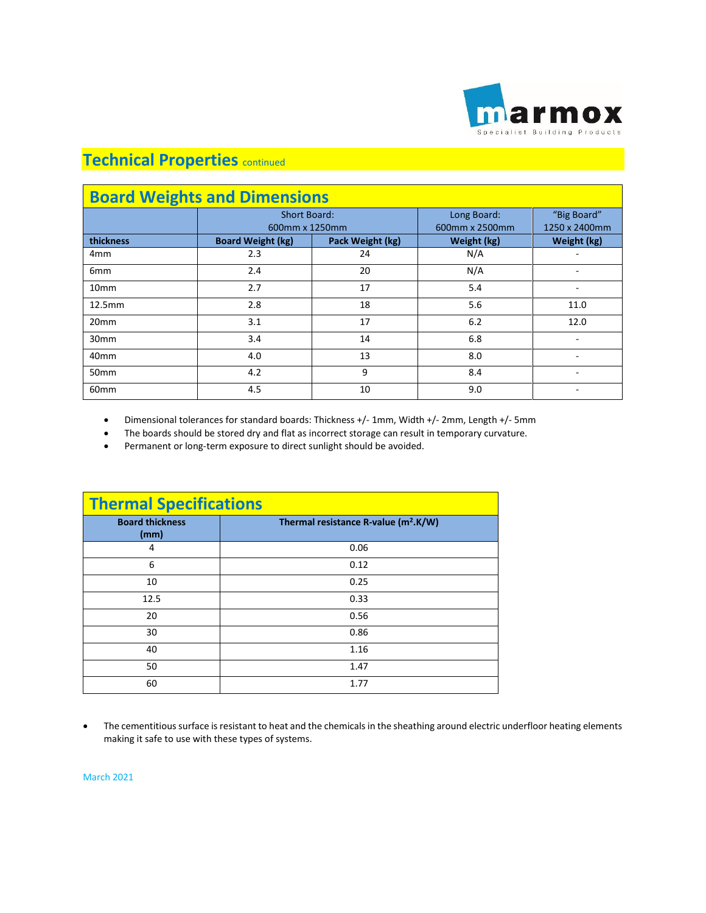## Technical Properties continued

### Board Weights and Dimensions

| | Short Board: 600mm x 1250mm | | Long Board: 600mm x 2500mm | "Big Board" 1250 x 2400mm |
|---|---|---|---|---|
| **thickness** | **Board Weight (kg)** | **Pack Weight (kg)** | **Weight (kg)** | **Weight (kg)** |
| 4mm | 2.3 | 24 | N/A | - |
| 6mm | 2.4 | 20 | N/A | - |
| 10mm | 2.7 | 17 | 5.4 | - |
| 12.5mm | 2.8 | 18 | 5.6 | 11.0 |
| 20mm | 3.1 | 17 | 6.2 | 12.0 |
| 30mm | 3.4 | 14 | 6.8 | - |
| 40mm | 4.0 | 13 | 8.0 | - |
| 50mm | 4.2 | 9 | 8.4 | - |
| 60mm | 4.5 | 10 | 9.0 | - |

- Dimensional tolerances for standard boards: Thickness +/- 1mm, Width +/- 2mm, Length +/- 5mm
- The boards should be stored dry and flat as incorrect storage can result in temporary curvature.
- Permanent or long-term exposure to direct sunlight should be avoided.

### Thermal Specifications

| Board thickness (mm) | Thermal resistance R-value ($m^2$.K/W) |
|---|---|
| 4 | 0.06 |
| 6 | 0.12 |
| 10 | 0.25 |
| 12.5 | 0.33 |
| 20 | 0.56 |
| 30 | 0.86 |
| 40 | 1.16 |
| 50 | 1.47 |
| 60 | 1.77 |

- The cementitious surface is resistant to heat and the chemicals in the sheathing around electric underfloor heating elements making it safe to use with these types of systems.

March 2021